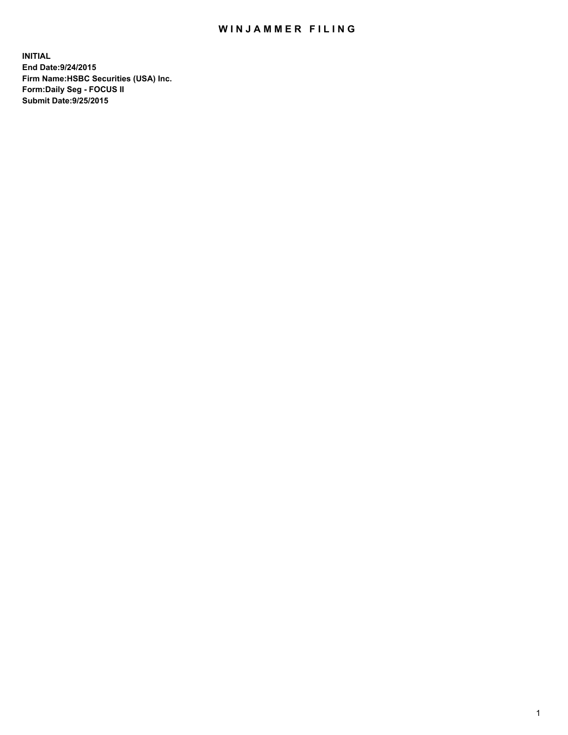# WINJAMMER FILING

**INITIAL**
**End Date:9/24/2015**
**Firm Name:HSBC Securities (USA) Inc.**
**Form:Daily Seg - FOCUS II**
**Submit Date:9/25/2015**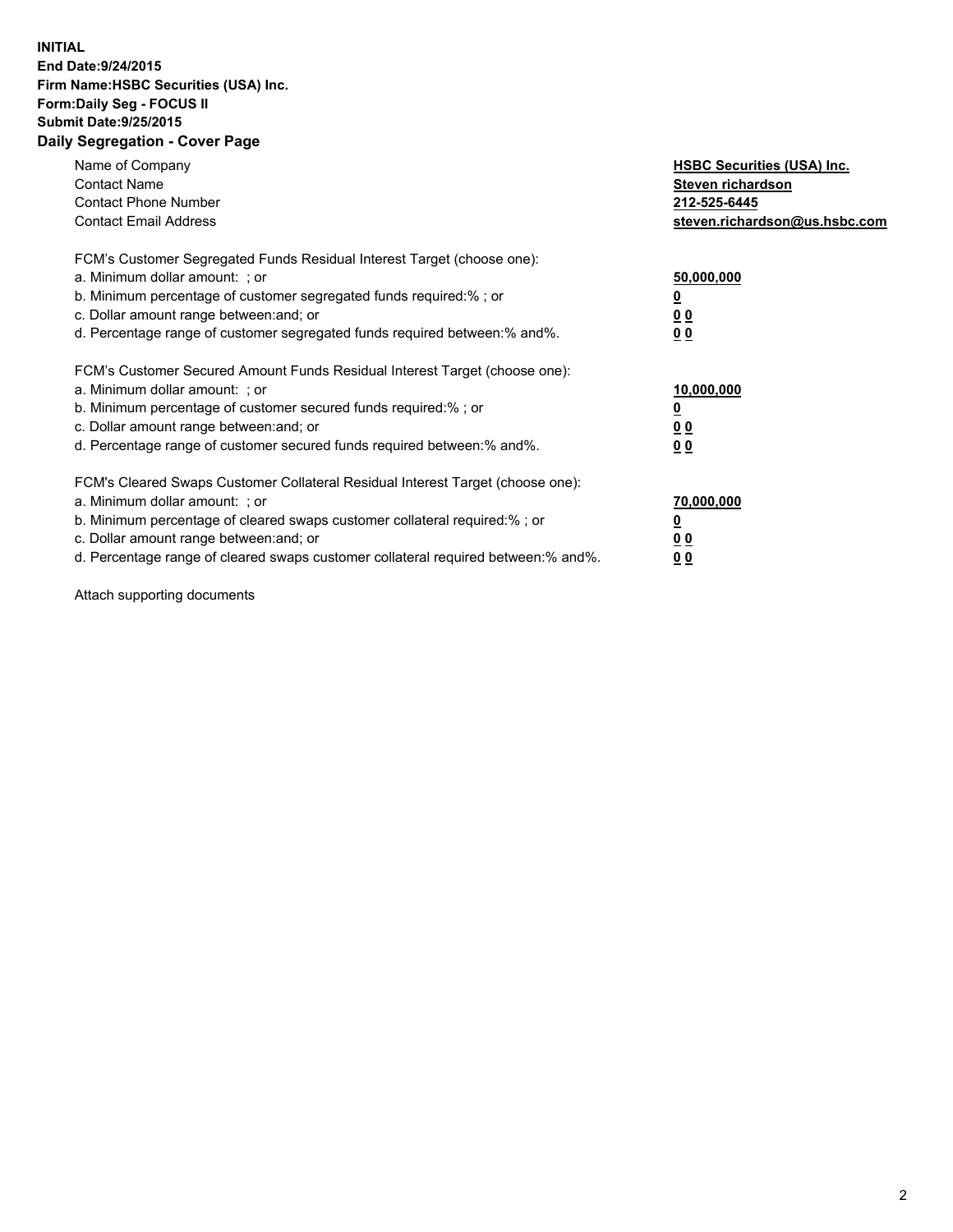**INITIAL**
**End Date:9/24/2015**
**Firm Name:HSBC Securities (USA) Inc.**
**Form:Daily Seg - FOCUS II**
**Submit Date:9/25/2015**

## Daily Segregation - Cover Page

| | |
|---|---|
| Name of Company | **HSBC Securities (USA) Inc.** |
| Contact Name | **Steven richardson** |
| Contact Phone Number | **212-525-6445** |
| Contact Email Address | **steven.richardson@us.hsbc.com** |

FCM's Customer Segregated Funds Residual Interest Target (choose one):

| | |
|---|---|
| a. Minimum dollar amount: ; or | **50,000,000** |
| b. Minimum percentage of customer segregated funds required:% ; or | **0** |
| c. Dollar amount range between:and; or | **0 0** |
| d. Percentage range of customer segregated funds required between:% and%. | **0 0** |

FCM's Customer Secured Amount Funds Residual Interest Target (choose one):

| | |
|---|---|
| a. Minimum dollar amount: ; or | **10,000,000** |
| b. Minimum percentage of customer secured funds required:% ; or | **0** |
| c. Dollar amount range between:and; or | **0 0** |
| d. Percentage range of customer secured funds required between:% and%. | **0 0** |

FCM's Cleared Swaps Customer Collateral Residual Interest Target (choose one):

| | |
|---|---|
| a. Minimum dollar amount: ; or | **70,000,000** |
| b. Minimum percentage of cleared swaps customer collateral required:% ; or | **0** |
| c. Dollar amount range between:and; or | **0 0** |
| d. Percentage range of cleared swaps customer collateral required between:% and%. | **0 0** |

Attach supporting documents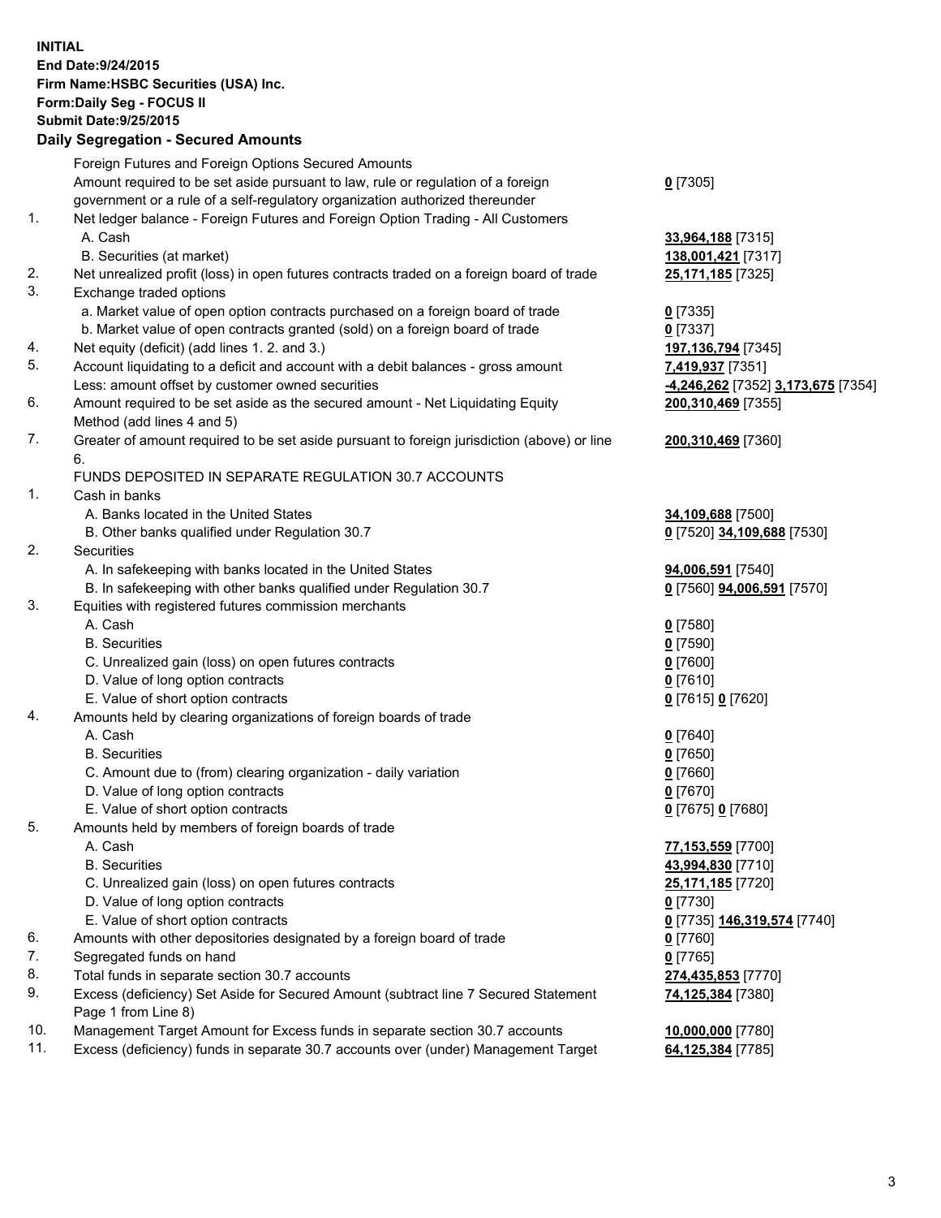**INITIAL**
**End Date:9/24/2015**
**Firm Name:HSBC Securities (USA) Inc.**
**Form:Daily Seg - FOCUS II**
**Submit Date:9/25/2015**

## Daily Segregation - Secured Amounts

| | | |
|---|---|---|
| | Foreign Futures and Foreign Options Secured Amounts | |
| | Amount required to be set aside pursuant to law, rule or regulation of a foreign government or a rule of a self-regulatory organization authorized thereunder | **0** [7305] |
| 1. | Net ledger balance - Foreign Futures and Foreign Option Trading - All Customers | |
| | A. Cash | **33,964,188** [7315] |
| | B. Securities (at market) | **138,001,421** [7317] |
| 2. | Net unrealized profit (loss) in open futures contracts traded on a foreign board of trade | **25,171,185** [7325] |
| 3. | Exchange traded options | |
| | a. Market value of open option contracts purchased on a foreign board of trade | **0** [7335] |
| | b. Market value of open contracts granted (sold) on a foreign board of trade | **0** [7337] |
| 4. | Net equity (deficit) (add lines 1. 2. and 3.) | **197,136,794** [7345] |
| 5. | Account liquidating to a deficit and account with a debit balances - gross amount | **7,419,937** [7351] |
| | Less: amount offset by customer owned securities | **-4,246,262** [7352] **3,173,675** [7354] |
| 6. | Amount required to be set aside as the secured amount - Net Liquidating Equity Method (add lines 4 and 5) | **200,310,469** [7355] |
| 7. | Greater of amount required to be set aside pursuant to foreign jurisdiction (above) or line 6. | **200,310,469** [7360] |
| | FUNDS DEPOSITED IN SEPARATE REGULATION 30.7 ACCOUNTS | |
| 1. | Cash in banks | |
| | A. Banks located in the United States | **34,109,688** [7500] |
| | B. Other banks qualified under Regulation 30.7 | **0** [7520] **34,109,688** [7530] |
| 2. | Securities | |
| | A. In safekeeping with banks located in the United States | **94,006,591** [7540] |
| | B. In safekeeping with other banks qualified under Regulation 30.7 | **0** [7560] **94,006,591** [7570] |
| 3. | Equities with registered futures commission merchants | |
| | A. Cash | **0** [7580] |
| | B. Securities | **0** [7590] |
| | C. Unrealized gain (loss) on open futures contracts | **0** [7600] |
| | D. Value of long option contracts | **0** [7610] |
| | E. Value of short option contracts | **0** [7615] **0** [7620] |
| 4. | Amounts held by clearing organizations of foreign boards of trade | |
| | A. Cash | **0** [7640] |
| | B. Securities | **0** [7650] |
| | C. Amount due to (from) clearing organization - daily variation | **0** [7660] |
| | D. Value of long option contracts | **0** [7670] |
| | E. Value of short option contracts | **0** [7675] **0** [7680] |
| 5. | Amounts held by members of foreign boards of trade | |
| | A. Cash | **77,153,559** [7700] |
| | B. Securities | **43,994,830** [7710] |
| | C. Unrealized gain (loss) on open futures contracts | **25,171,185** [7720] |
| | D. Value of long option contracts | **0** [7730] |
| | E. Value of short option contracts | **0** [7735] **146,319,574** [7740] |
| 6. | Amounts with other depositories designated by a foreign board of trade | **0** [7760] |
| 7. | Segregated funds on hand | **0** [7765] |
| 8. | Total funds in separate section 30.7 accounts | **274,435,853** [7770] |
| 9. | Excess (deficiency) Set Aside for Secured Amount (subtract line 7 Secured Statement Page 1 from Line 8) | **74,125,384** [7380] |
| 10. | Management Target Amount for Excess funds in separate section 30.7 accounts | **10,000,000** [7780] |
| 11. | Excess (deficiency) funds in separate 30.7 accounts over (under) Management Target | **64,125,384** [7785] |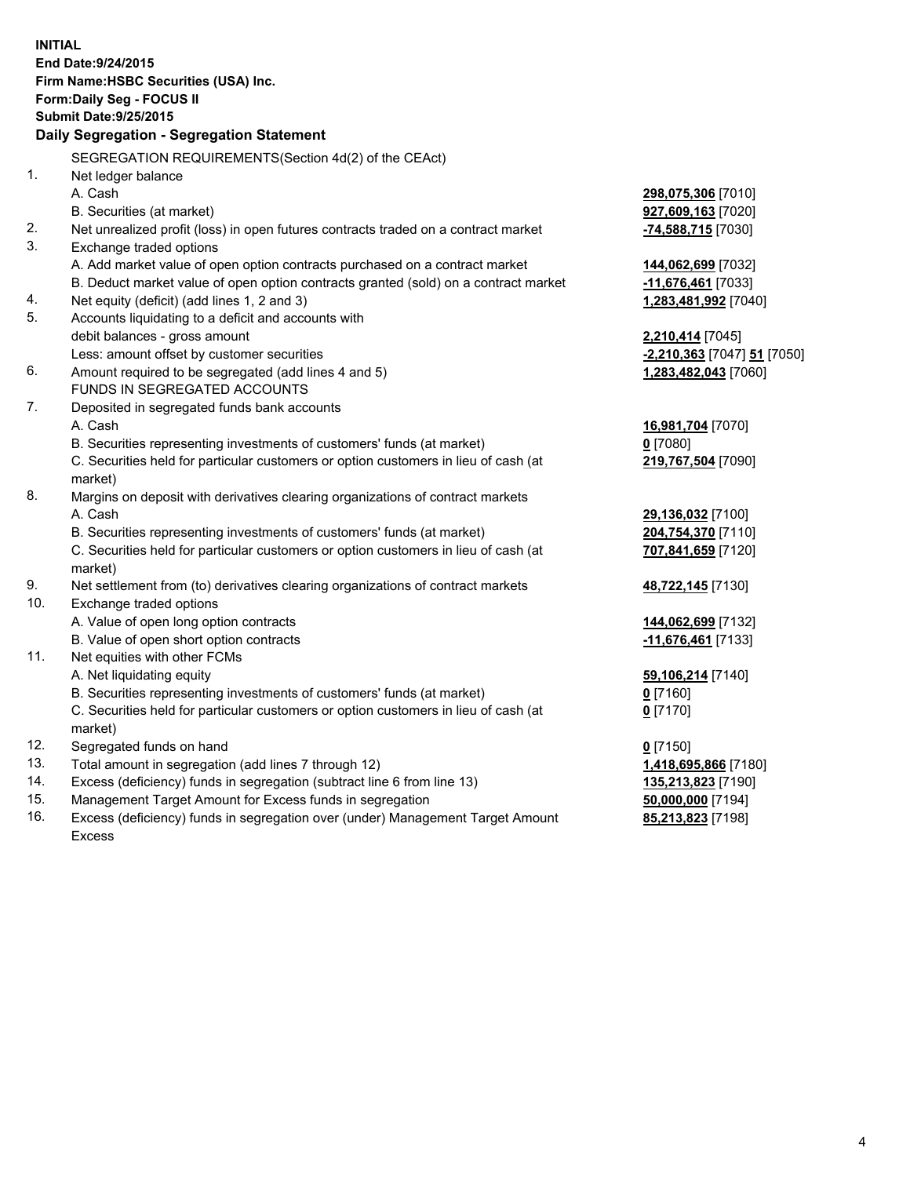**INITIAL**
**End Date:9/24/2015**
**Firm Name:HSBC Securities (USA) Inc.**
**Form:Daily Seg - FOCUS II**
**Submit Date:9/25/2015**

## Daily Segregation - Segregation Statement

SEGREGATION REQUIREMENTS(Section 4d(2) of the CEAct)

| | | |
|---|---|---|
| 1. | Net ledger balance | |
| | A. Cash | **298,075,306** [7010] |
| | B. Securities (at market) | **927,609,163** [7020] |
| 2. | Net unrealized profit (loss) in open futures contracts traded on a contract market | **-74,588,715** [7030] |
| 3. | Exchange traded options | |
| | A. Add market value of open option contracts purchased on a contract market | **144,062,699** [7032] |
| | B. Deduct market value of open option contracts granted (sold) on a contract market | **-11,676,461** [7033] |
| 4. | Net equity (deficit) (add lines 1, 2 and 3) | **1,283,481,992** [7040] |
| 5. | Accounts liquidating to a deficit and accounts with | |
| | debit balances - gross amount | **2,210,414** [7045] |
| | Less: amount offset by customer securities | **-2,210,363** [7047] **51** [7050] |
| 6. | Amount required to be segregated (add lines 4 and 5) | **1,283,482,043** [7060] |
| | FUNDS IN SEGREGATED ACCOUNTS | |
| 7. | Deposited in segregated funds bank accounts | |
| | A. Cash | **16,981,704** [7070] |
| | B. Securities representing investments of customers' funds (at market) | **0** [7080] |
| | C. Securities held for particular customers or option customers in lieu of cash (at market) | **219,767,504** [7090] |
| 8. | Margins on deposit with derivatives clearing organizations of contract markets | |
| | A. Cash | **29,136,032** [7100] |
| | B. Securities representing investments of customers' funds (at market) | **204,754,370** [7110] |
| | C. Securities held for particular customers or option customers in lieu of cash (at market) | **707,841,659** [7120] |
| 9. | Net settlement from (to) derivatives clearing organizations of contract markets | **48,722,145** [7130] |
| 10. | Exchange traded options | |
| | A. Value of open long option contracts | **144,062,699** [7132] |
| | B. Value of open short option contracts | **-11,676,461** [7133] |
| 11. | Net equities with other FCMs | |
| | A. Net liquidating equity | **59,106,214** [7140] |
| | B. Securities representing investments of customers' funds (at market) | **0** [7160] |
| | C. Securities held for particular customers or option customers in lieu of cash (at market) | **0** [7170] |
| 12. | Segregated funds on hand | **0** [7150] |
| 13. | Total amount in segregation (add lines 7 through 12) | **1,418,695,866** [7180] |
| 14. | Excess (deficiency) funds in segregation (subtract line 6 from line 13) | **135,213,823** [7190] |
| 15. | Management Target Amount for Excess funds in segregation | **50,000,000** [7194] |
| 16. | Excess (deficiency) funds in segregation over (under) Management Target Amount Excess | **85,213,823** [7198] |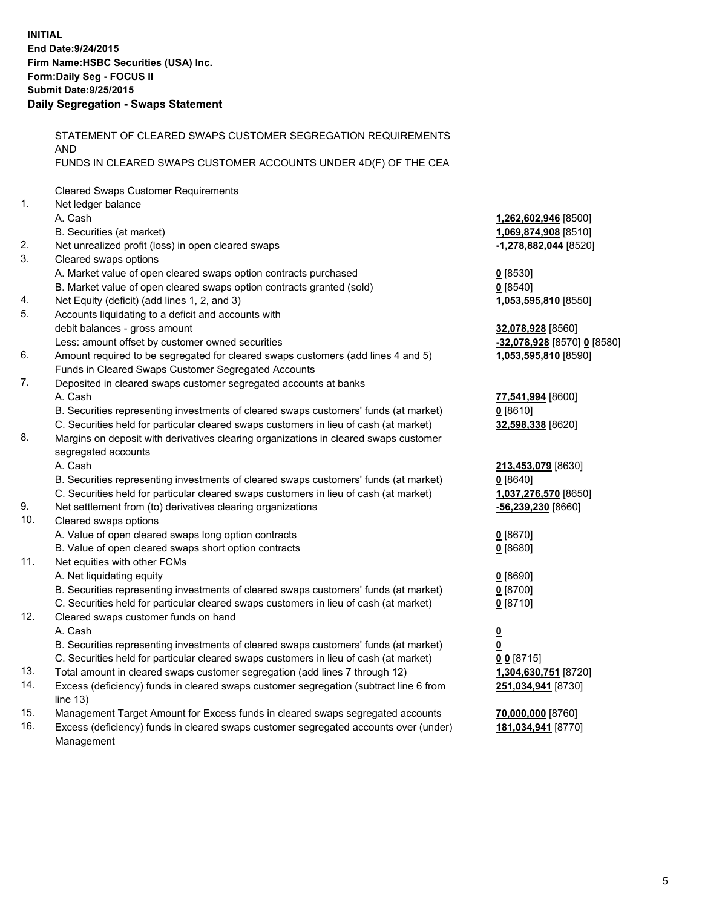**INITIAL**
**End Date:9/24/2015**
**Firm Name:HSBC Securities (USA) Inc.**
**Form:Daily Seg - FOCUS II**
**Submit Date:9/25/2015**
**Daily Segregation - Swaps Statement**

STATEMENT OF CLEARED SWAPS CUSTOMER SEGREGATION REQUIREMENTS AND FUNDS IN CLEARED SWAPS CUSTOMER ACCOUNTS UNDER 4D(F) OF THE CEA

| | | |
|---|---|---|
| | Cleared Swaps Customer Requirements | |
| 1. | Net ledger balance | |
| | A. Cash | **1,262,602,946** [8500] |
| | B. Securities (at market) | **1,069,874,908** [8510] |
| 2. | Net unrealized profit (loss) in open cleared swaps | **-1,278,882,044** [8520] |
| 3. | Cleared swaps options | |
| | A. Market value of open cleared swaps option contracts purchased | **0** [8530] |
| | B. Market value of open cleared swaps option contracts granted (sold) | **0** [8540] |
| 4. | Net Equity (deficit) (add lines 1, 2, and 3) | **1,053,595,810** [8550] |
| 5. | Accounts liquidating to a deficit and accounts with debit balances - gross amount | **32,078,928** [8560] |
| | Less: amount offset by customer owned securities | **-32,078,928** [8570] **0** [8580] |
| 6. | Amount required to be segregated for cleared swaps customers (add lines 4 and 5) | **1,053,595,810** [8590] |
| | Funds in Cleared Swaps Customer Segregated Accounts | |
| 7. | Deposited in cleared swaps customer segregated accounts at banks | |
| | A. Cash | **77,541,994** [8600] |
| | B. Securities representing investments of cleared swaps customers' funds (at market) | **0** [8610] |
| | C. Securities held for particular cleared swaps customers in lieu of cash (at market) | **32,598,338** [8620] |
| 8. | Margins on deposit with derivatives clearing organizations in cleared swaps customer segregated accounts | |
| | A. Cash | **213,453,079** [8630] |
| | B. Securities representing investments of cleared swaps customers' funds (at market) | **0** [8640] |
| | C. Securities held for particular cleared swaps customers in lieu of cash (at market) | **1,037,276,570** [8650] |
| 9. | Net settlement from (to) derivatives clearing organizations | **-56,239,230** [8660] |
| 10. | Cleared swaps options | |
| | A. Value of open cleared swaps long option contracts | **0** [8670] |
| | B. Value of open cleared swaps short option contracts | **0** [8680] |
| 11. | Net equities with other FCMs | |
| | A. Net liquidating equity | **0** [8690] |
| | B. Securities representing investments of cleared swaps customers' funds (at market) | **0** [8700] |
| | C. Securities held for particular cleared swaps customers in lieu of cash (at market) | **0** [8710] |
| 12. | Cleared swaps customer funds on hand | |
| | A. Cash | **0** |
| | B. Securities representing investments of cleared swaps customers' funds (at market) | **0** |
| | C. Securities held for particular cleared swaps customers in lieu of cash (at market) | **0** **0** [8715] |
| 13. | Total amount in cleared swaps customer segregation (add lines 7 through 12) | **1,304,630,751** [8720] |
| 14. | Excess (deficiency) funds in cleared swaps customer segregation (subtract line 6 from line 13) | **251,034,941** [8730] |
| 15. | Management Target Amount for Excess funds in cleared swaps segregated accounts | **70,000,000** [8760] |
| 16. | Excess (deficiency) funds in cleared swaps customer segregated accounts over (under) Management | **181,034,941** [8770] |